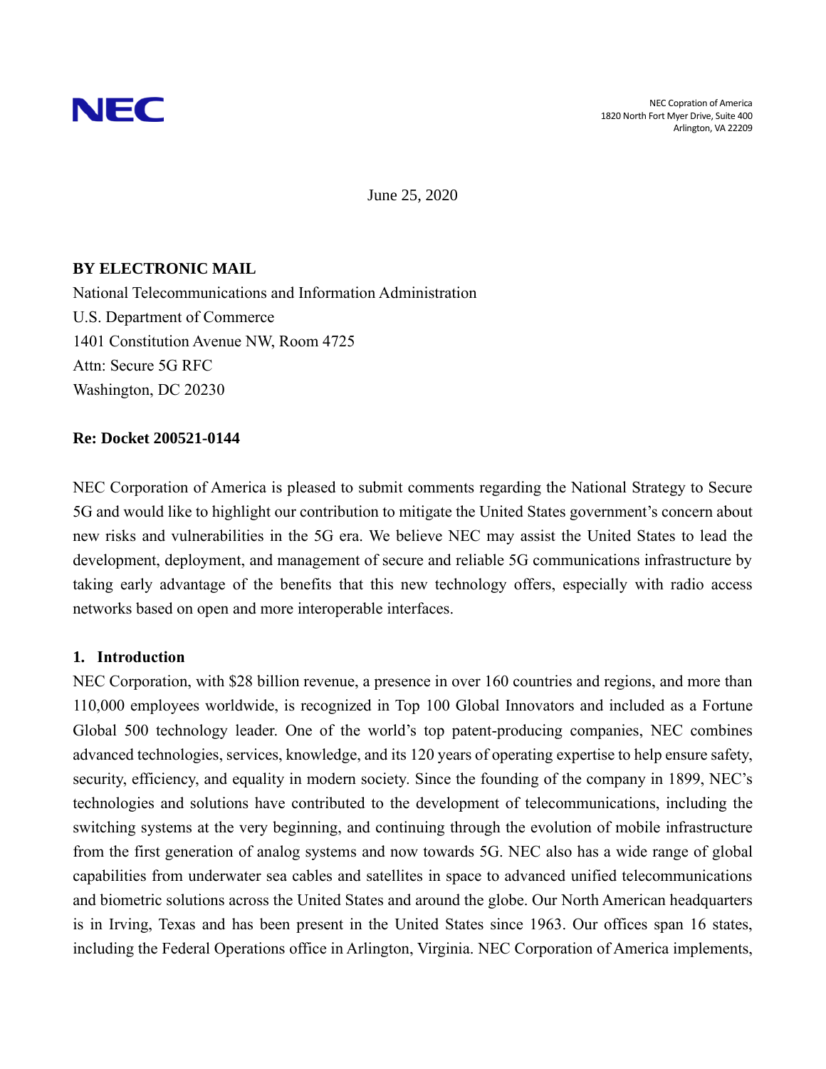NEC

NEC Copration of America
1820 North Fort Myer Drive, Suite 400
Arlington, VA 22209

June 25, 2020

**BY ELECTRONIC MAIL**
National Telecommunications and Information Administration
U.S. Department of Commerce
1401 Constitution Avenue NW, Room 4725
Attn: Secure 5G RFC
Washington, DC 20230

**Re: Docket 200521-0144**

NEC Corporation of America is pleased to submit comments regarding the National Strategy to Secure 5G and would like to highlight our contribution to mitigate the United States government's concern about new risks and vulnerabilities in the 5G era. We believe NEC may assist the United States to lead the development, deployment, and management of secure and reliable 5G communications infrastructure by taking early advantage of the benefits that this new technology offers, especially with radio access networks based on open and more interoperable interfaces.

## 1. Introduction

NEC Corporation, with $28 billion revenue, a presence in over 160 countries and regions, and more than 110,000 employees worldwide, is recognized in Top 100 Global Innovators and included as a Fortune Global 500 technology leader. One of the world's top patent-producing companies, NEC combines advanced technologies, services, knowledge, and its 120 years of operating expertise to help ensure safety, security, efficiency, and equality in modern society. Since the founding of the company in 1899, NEC's technologies and solutions have contributed to the development of telecommunications, including the switching systems at the very beginning, and continuing through the evolution of mobile infrastructure from the first generation of analog systems and now towards 5G. NEC also has a wide range of global capabilities from underwater sea cables and satellites in space to advanced unified telecommunications and biometric solutions across the United States and around the globe. Our North American headquarters is in Irving, Texas and has been present in the United States since 1963. Our offices span 16 states, including the Federal Operations office in Arlington, Virginia. NEC Corporation of America implements,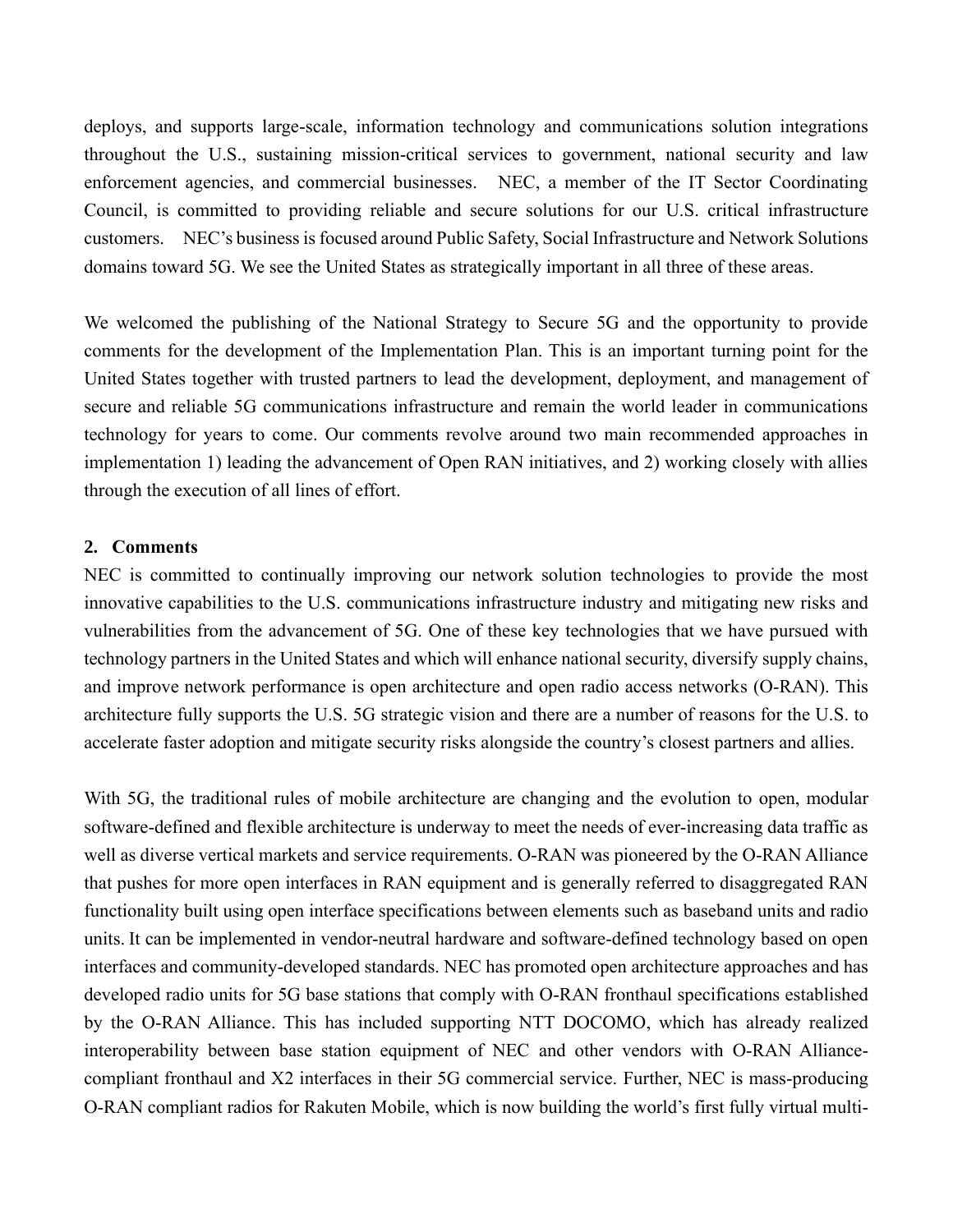deploys, and supports large-scale, information technology and communications solution integrations throughout the U.S., sustaining mission-critical services to government, national security and law enforcement agencies, and commercial businesses. NEC, a member of the IT Sector Coordinating Council, is committed to providing reliable and secure solutions for our U.S. critical infrastructure customers. NEC's business is focused around Public Safety, Social Infrastructure and Network Solutions domains toward 5G. We see the United States as strategically important in all three of these areas.

We welcomed the publishing of the National Strategy to Secure 5G and the opportunity to provide comments for the development of the Implementation Plan. This is an important turning point for the United States together with trusted partners to lead the development, deployment, and management of secure and reliable 5G communications infrastructure and remain the world leader in communications technology for years to come. Our comments revolve around two main recommended approaches in implementation 1) leading the advancement of Open RAN initiatives, and 2) working closely with allies through the execution of all lines of effort.

## 2. Comments

NEC is committed to continually improving our network solution technologies to provide the most innovative capabilities to the U.S. communications infrastructure industry and mitigating new risks and vulnerabilities from the advancement of 5G. One of these key technologies that we have pursued with technology partners in the United States and which will enhance national security, diversify supply chains, and improve network performance is open architecture and open radio access networks (O-RAN). This architecture fully supports the U.S. 5G strategic vision and there are a number of reasons for the U.S. to accelerate faster adoption and mitigate security risks alongside the country's closest partners and allies.

With 5G, the traditional rules of mobile architecture are changing and the evolution to open, modular software-defined and flexible architecture is underway to meet the needs of ever-increasing data traffic as well as diverse vertical markets and service requirements. O-RAN was pioneered by the O-RAN Alliance that pushes for more open interfaces in RAN equipment and is generally referred to disaggregated RAN functionality built using open interface specifications between elements such as baseband units and radio units. It can be implemented in vendor-neutral hardware and software-defined technology based on open interfaces and community-developed standards. NEC has promoted open architecture approaches and has developed radio units for 5G base stations that comply with O-RAN fronthaul specifications established by the O-RAN Alliance. This has included supporting NTT DOCOMO, which has already realized interoperability between base station equipment of NEC and other vendors with O-RAN Alliance-compliant fronthaul and X2 interfaces in their 5G commercial service. Further, NEC is mass-producing O-RAN compliant radios for Rakuten Mobile, which is now building the world's first fully virtual multi-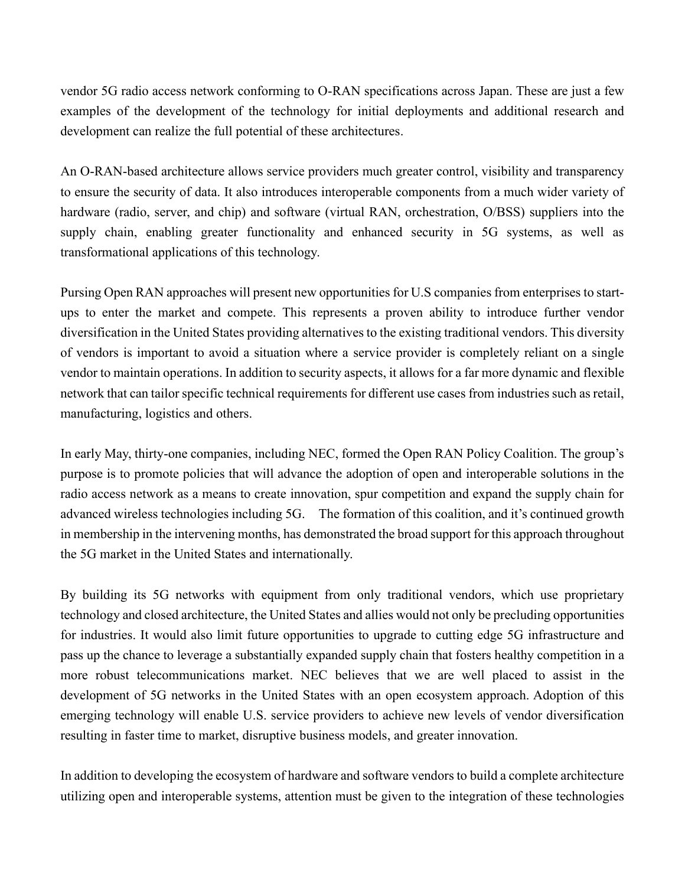vendor 5G radio access network conforming to O-RAN specifications across Japan. These are just a few examples of the development of the technology for initial deployments and additional research and development can realize the full potential of these architectures.

An O-RAN-based architecture allows service providers much greater control, visibility and transparency to ensure the security of data. It also introduces interoperable components from a much wider variety of hardware (radio, server, and chip) and software (virtual RAN, orchestration, O/BSS) suppliers into the supply chain, enabling greater functionality and enhanced security in 5G systems, as well as transformational applications of this technology.

Pursing Open RAN approaches will present new opportunities for U.S companies from enterprises to start-ups to enter the market and compete. This represents a proven ability to introduce further vendor diversification in the United States providing alternatives to the existing traditional vendors. This diversity of vendors is important to avoid a situation where a service provider is completely reliant on a single vendor to maintain operations. In addition to security aspects, it allows for a far more dynamic and flexible network that can tailor specific technical requirements for different use cases from industries such as retail, manufacturing, logistics and others.

In early May, thirty-one companies, including NEC, formed the Open RAN Policy Coalition. The group's purpose is to promote policies that will advance the adoption of open and interoperable solutions in the radio access network as a means to create innovation, spur competition and expand the supply chain for advanced wireless technologies including 5G. The formation of this coalition, and it's continued growth in membership in the intervening months, has demonstrated the broad support for this approach throughout the 5G market in the United States and internationally.

By building its 5G networks with equipment from only traditional vendors, which use proprietary technology and closed architecture, the United States and allies would not only be precluding opportunities for industries. It would also limit future opportunities to upgrade to cutting edge 5G infrastructure and pass up the chance to leverage a substantially expanded supply chain that fosters healthy competition in a more robust telecommunications market. NEC believes that we are well placed to assist in the development of 5G networks in the United States with an open ecosystem approach. Adoption of this emerging technology will enable U.S. service providers to achieve new levels of vendor diversification resulting in faster time to market, disruptive business models, and greater innovation.

In addition to developing the ecosystem of hardware and software vendors to build a complete architecture utilizing open and interoperable systems, attention must be given to the integration of these technologies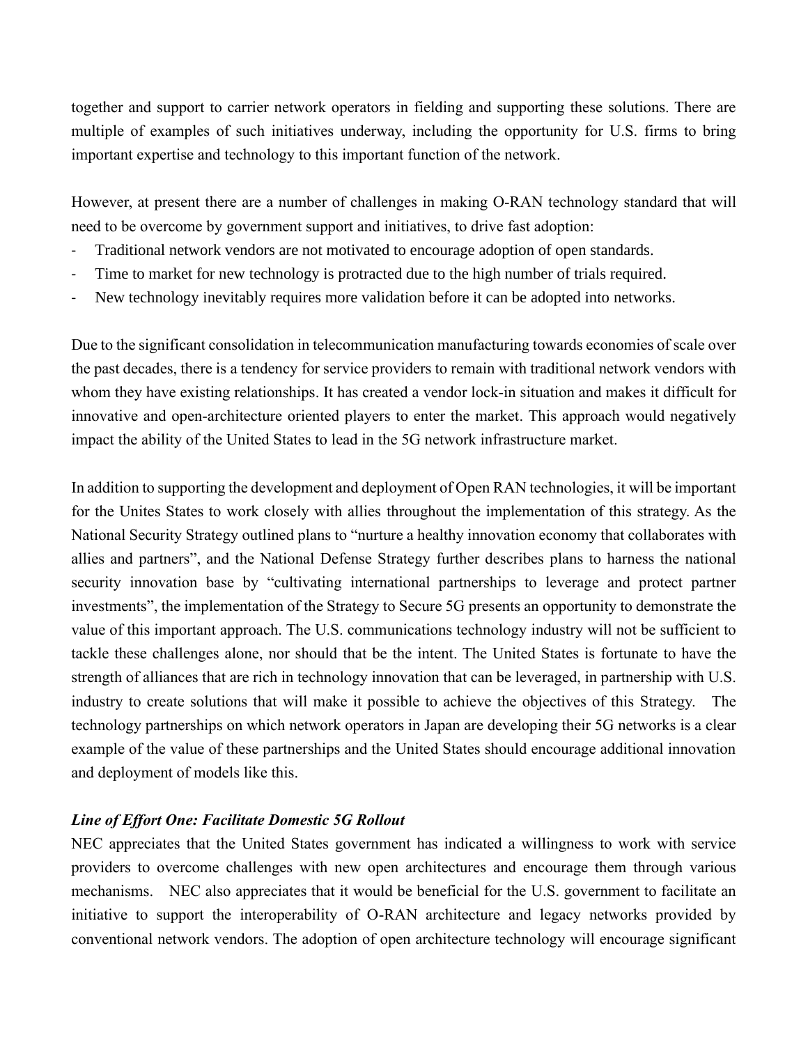together and support to carrier network operators in fielding and supporting these solutions. There are multiple of examples of such initiatives underway, including the opportunity for U.S. firms to bring important expertise and technology to this important function of the network.

However, at present there are a number of challenges in making O-RAN technology standard that will need to be overcome by government support and initiatives, to drive fast adoption:

- Traditional network vendors are not motivated to encourage adoption of open standards.
- Time to market for new technology is protracted due to the high number of trials required.
- New technology inevitably requires more validation before it can be adopted into networks.

Due to the significant consolidation in telecommunication manufacturing towards economies of scale over the past decades, there is a tendency for service providers to remain with traditional network vendors with whom they have existing relationships. It has created a vendor lock-in situation and makes it difficult for innovative and open-architecture oriented players to enter the market. This approach would negatively impact the ability of the United States to lead in the 5G network infrastructure market.

In addition to supporting the development and deployment of Open RAN technologies, it will be important for the Unites States to work closely with allies throughout the implementation of this strategy. As the National Security Strategy outlined plans to "nurture a healthy innovation economy that collaborates with allies and partners", and the National Defense Strategy further describes plans to harness the national security innovation base by "cultivating international partnerships to leverage and protect partner investments", the implementation of the Strategy to Secure 5G presents an opportunity to demonstrate the value of this important approach. The U.S. communications technology industry will not be sufficient to tackle these challenges alone, nor should that be the intent. The United States is fortunate to have the strength of alliances that are rich in technology innovation that can be leveraged, in partnership with U.S. industry to create solutions that will make it possible to achieve the objectives of this Strategy. The technology partnerships on which network operators in Japan are developing their 5G networks is a clear example of the value of these partnerships and the United States should encourage additional innovation and deployment of models like this.

***Line of Effort One: Facilitate Domestic 5G Rollout***

NEC appreciates that the United States government has indicated a willingness to work with service providers to overcome challenges with new open architectures and encourage them through various mechanisms. NEC also appreciates that it would be beneficial for the U.S. government to facilitate an initiative to support the interoperability of O-RAN architecture and legacy networks provided by conventional network vendors. The adoption of open architecture technology will encourage significant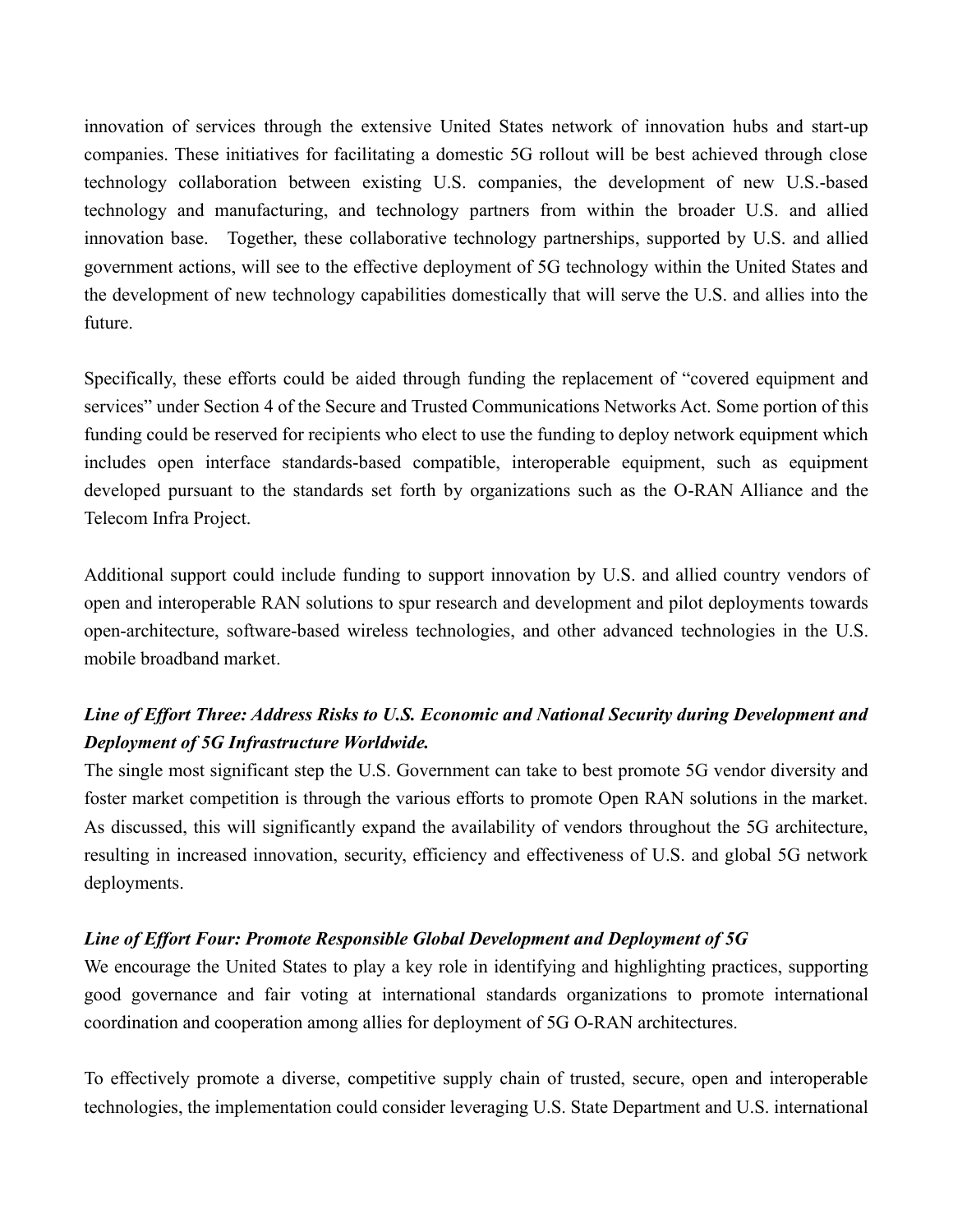innovation of services through the extensive United States network of innovation hubs and start-up companies. These initiatives for facilitating a domestic 5G rollout will be best achieved through close technology collaboration between existing U.S. companies, the development of new U.S.-based technology and manufacturing, and technology partners from within the broader U.S. and allied innovation base. Together, these collaborative technology partnerships, supported by U.S. and allied government actions, will see to the effective deployment of 5G technology within the United States and the development of new technology capabilities domestically that will serve the U.S. and allies into the future.

Specifically, these efforts could be aided through funding the replacement of "covered equipment and services" under Section 4 of the Secure and Trusted Communications Networks Act. Some portion of this funding could be reserved for recipients who elect to use the funding to deploy network equipment which includes open interface standards-based compatible, interoperable equipment, such as equipment developed pursuant to the standards set forth by organizations such as the O-RAN Alliance and the Telecom Infra Project.

Additional support could include funding to support innovation by U.S. and allied country vendors of open and interoperable RAN solutions to spur research and development and pilot deployments towards open-architecture, software-based wireless technologies, and other advanced technologies in the U.S. mobile broadband market.

***Line of Effort Three: Address Risks to U.S. Economic and National Security during Development and Deployment of 5G Infrastructure Worldwide.***

The single most significant step the U.S. Government can take to best promote 5G vendor diversity and foster market competition is through the various efforts to promote Open RAN solutions in the market. As discussed, this will significantly expand the availability of vendors throughout the 5G architecture, resulting in increased innovation, security, efficiency and effectiveness of U.S. and global 5G network deployments.

***Line of Effort Four: Promote Responsible Global Development and Deployment of 5G***

We encourage the United States to play a key role in identifying and highlighting practices, supporting good governance and fair voting at international standards organizations to promote international coordination and cooperation among allies for deployment of 5G O-RAN architectures.

To effectively promote a diverse, competitive supply chain of trusted, secure, open and interoperable technologies, the implementation could consider leveraging U.S. State Department and U.S. international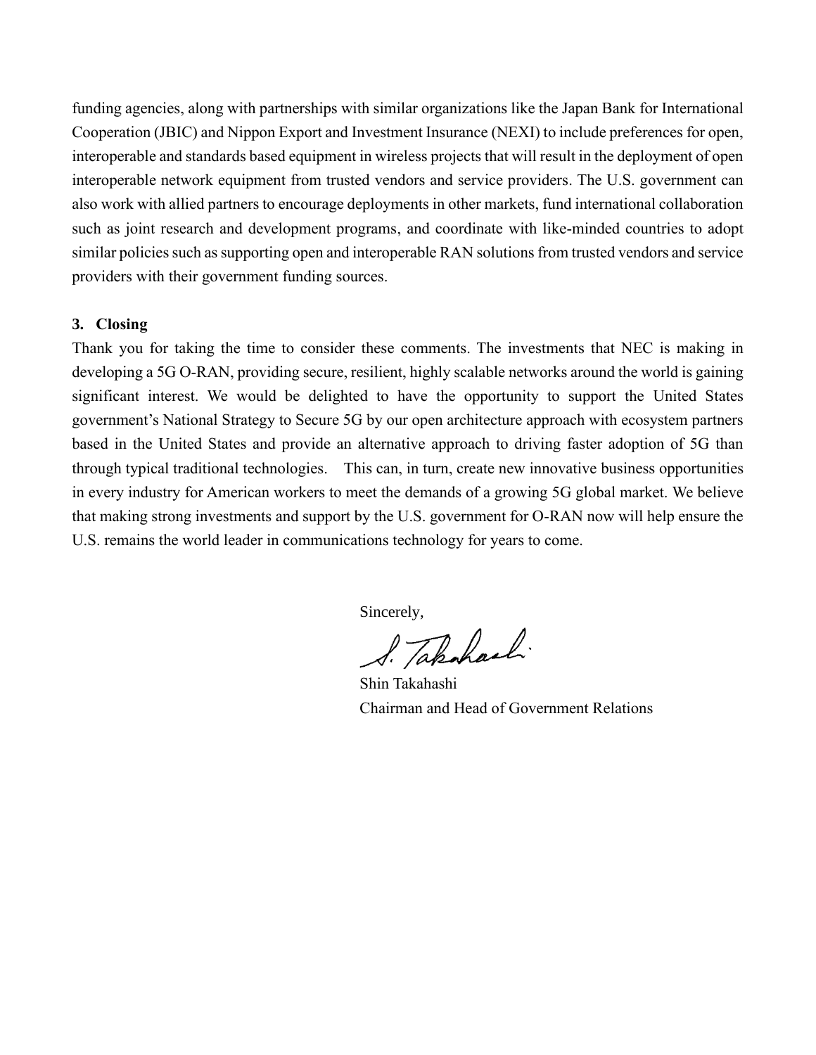funding agencies, along with partnerships with similar organizations like the Japan Bank for International Cooperation (JBIC) and Nippon Export and Investment Insurance (NEXI) to include preferences for open, interoperable and standards based equipment in wireless projects that will result in the deployment of open interoperable network equipment from trusted vendors and service providers. The U.S. government can also work with allied partners to encourage deployments in other markets, fund international collaboration such as joint research and development programs, and coordinate with like-minded countries to adopt similar policies such as supporting open and interoperable RAN solutions from trusted vendors and service providers with their government funding sources.

## 3. Closing

Thank you for taking the time to consider these comments. The investments that NEC is making in developing a 5G O-RAN, providing secure, resilient, highly scalable networks around the world is gaining significant interest. We would be delighted to have the opportunity to support the United States government's National Strategy to Secure 5G by our open architecture approach with ecosystem partners based in the United States and provide an alternative approach to driving faster adoption of 5G than through typical traditional technologies.　This can, in turn, create new innovative business opportunities in every industry for American workers to meet the demands of a growing 5G global market. We believe that making strong investments and support by the U.S. government for O-RAN now will help ensure the U.S. remains the world leader in communications technology for years to come.

Sincerely,

S. Takahashi

Shin Takahashi
Chairman and Head of Government Relations